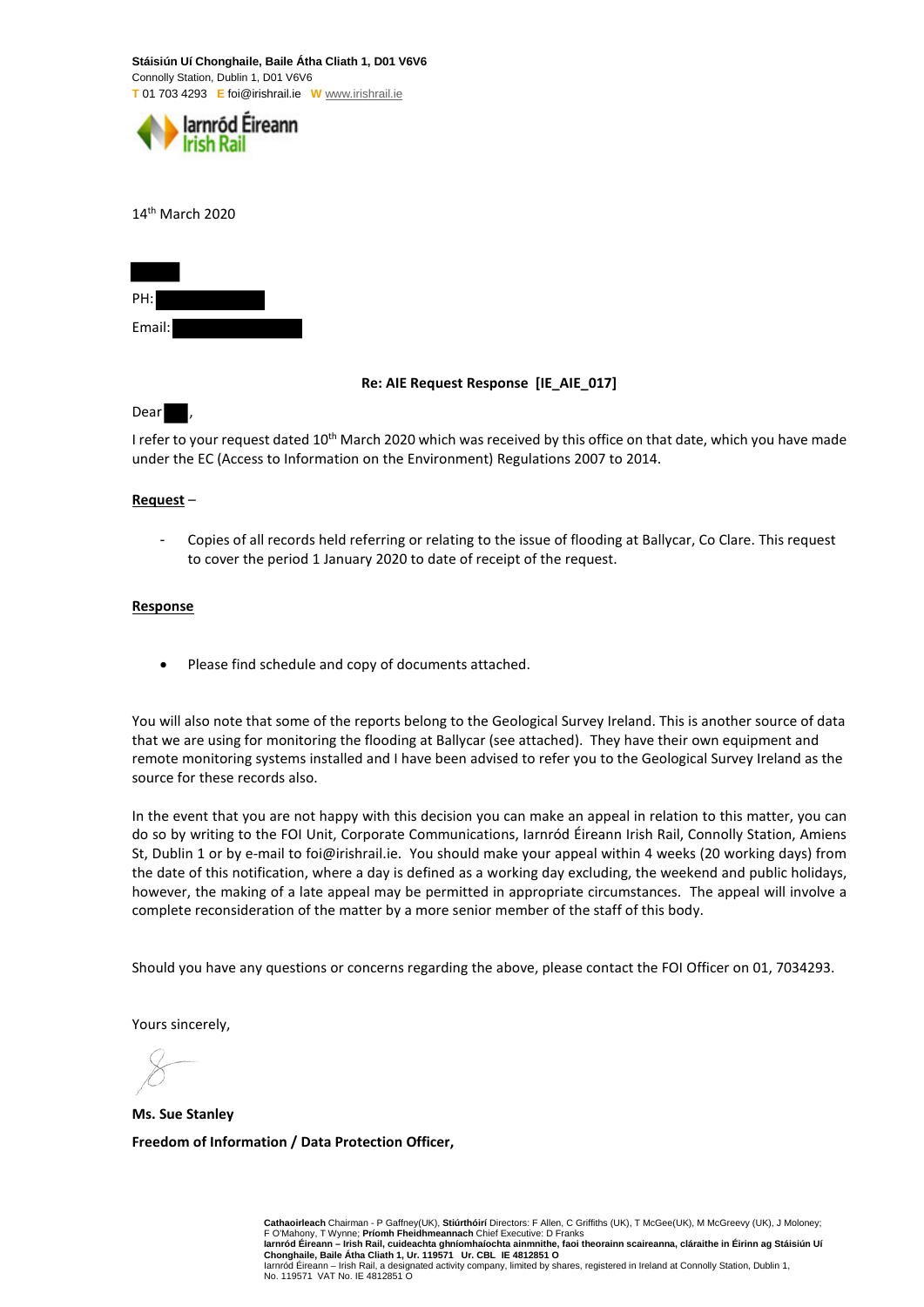**Stáisiún Uí Chonghaile, Baile Átha Cliath 1, D01 V6V6**
Connolly Station, Dublin 1, D01 V6V6
T 01 703 4293 E foi@irishrail.ie W www.irishrail.ie

Iarnród Éireann
Irish Rail

14th March 2020

PH:

Email:

**Re: AIE Request Response [IE_AIE_017]**

Dear ,

I refer to your request dated 10th March 2020 which was received by this office on that date, which you have made under the EC (Access to Information on the Environment) Regulations 2007 to 2014.

**Request** –

- Copies of all records held referring or relating to the issue of flooding at Ballycar, Co Clare. This request to cover the period 1 January 2020 to date of receipt of the request.

**Response**

- Please find schedule and copy of documents attached.

You will also note that some of the reports belong to the Geological Survey Ireland. This is another source of data that we are using for monitoring the flooding at Ballycar (see attached). They have their own equipment and remote monitoring systems installed and I have been advised to refer you to the Geological Survey Ireland as the source for these records also.

In the event that you are not happy with this decision you can make an appeal in relation to this matter, you can do so by writing to the FOI Unit, Corporate Communications, Iarnród Éireann Irish Rail, Connolly Station, Amiens St, Dublin 1 or by e-mail to foi@irishrail.ie. You should make your appeal within 4 weeks (20 working days) from the date of this notification, where a day is defined as a working day excluding, the weekend and public holidays, however, the making of a late appeal may be permitted in appropriate circumstances. The appeal will involve a complete reconsideration of the matter by a more senior member of the staff of this body.

Should you have any questions or concerns regarding the above, please contact the FOI Officer on 01, 7034293.

Yours sincerely,

**Ms. Sue Stanley**

**Freedom of Information / Data Protection Officer,**

**Cathaoirleach** Chairman - P Gaffney(UK), **Stiúrthóirí** Directors: F Allen, C Griffiths (UK), T McGee(UK), M McGreevy (UK), J Moloney; F O'Mahony, T Wynne; **Príomh Fheidhmeannach** Chief Executive: D Franks
**Iarnród Éireann – Irish Rail, cuideachta ghníomhaíochta ainmnithe, faoi theorainn scaireanna, cláraithe in Éirinn ag Stáisiún Uí Chonghaile, Baile Átha Cliath 1, Ur. 119571 Ur. CBL IE 4812851 O**
Iarnród Éireann – Irish Rail, a designated activity company, limited by shares, registered in Ireland at Connolly Station, Dublin 1, No. 119571 VAT No. IE 4812851 O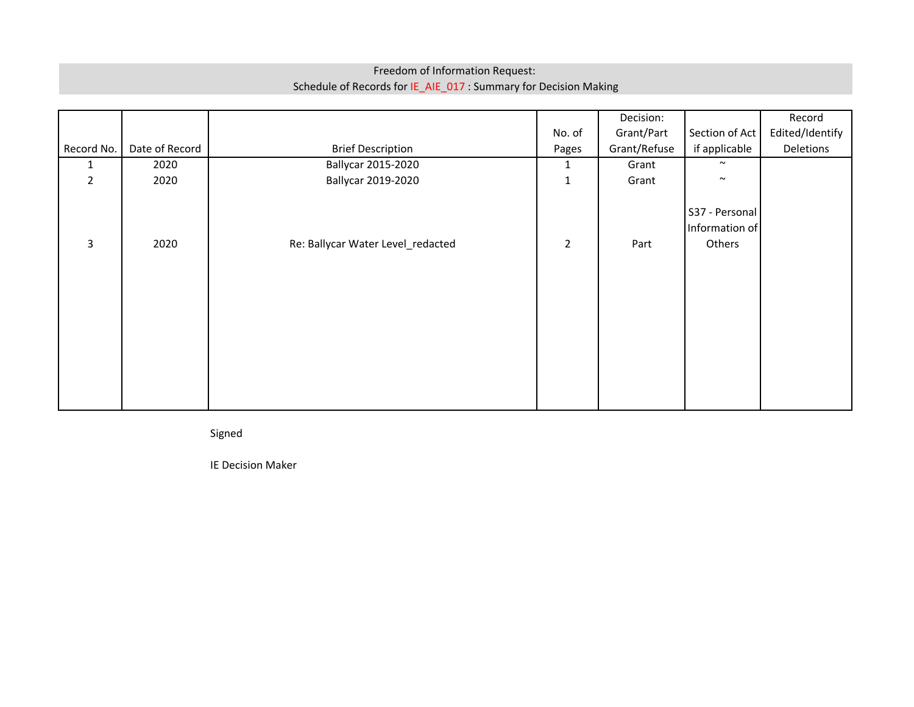Freedom of Information Request:
Schedule of Records for IE_AIE_017 : Summary for Decision Making

| Record No. | Date of Record | Brief Description | No. of Pages | Decision: Grant/Part Grant/Refuse | Section of Act if applicable | Record Edited/Identify Deletions |
|---|---|---|---|---|---|---|
| 1 | 2020 | Ballycar 2015-2020 | 1 | Grant | ~ | |
| 2 | 2020 | Ballycar 2019-2020 | 1 | Grant | ~ | |
| 3 | 2020 | Re: Ballycar Water Level_redacted | 2 | Part | S37 - Personal Information of Others | |

Signed

IE Decision Maker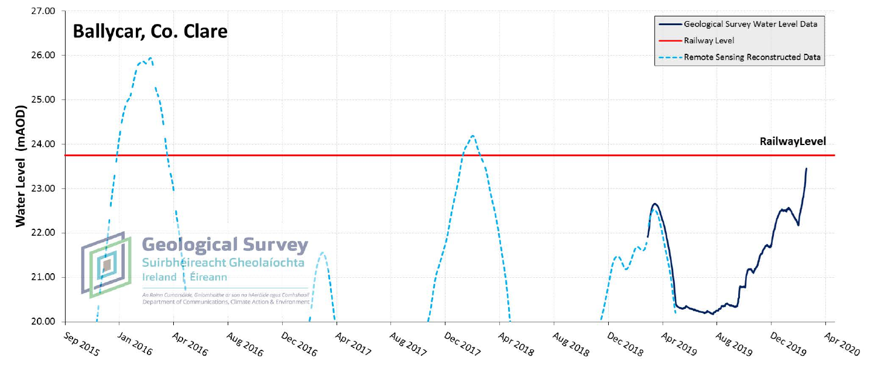# Ballycar, Co. Clare

- Geological Survey Water Level Data
- Railway Level
- Remote Sensing Reconstructed Data

Railway Level

Water Level (mAOD)

27.00, 26.00, 25.00, 24.00, 23.00, 22.00, 21.00, 20.00

Sep 2015, Jan 2016, Apr 2016, Aug 2016, Dec 2016, Apr 2017, Aug 2017, Dec 2017, Apr 2018, Aug 2018, Dec 2018, Apr 2019, Aug 2019, Dec 2019, Apr 2020

Geological Survey
Suirbhéireacht Gheolaíochta
Ireland | Éireann

An Roinn Cumarsáide, Gníomhaithe ar son na hAeráide agus Comhshaoil
Department of Communications, Climate Action & Environment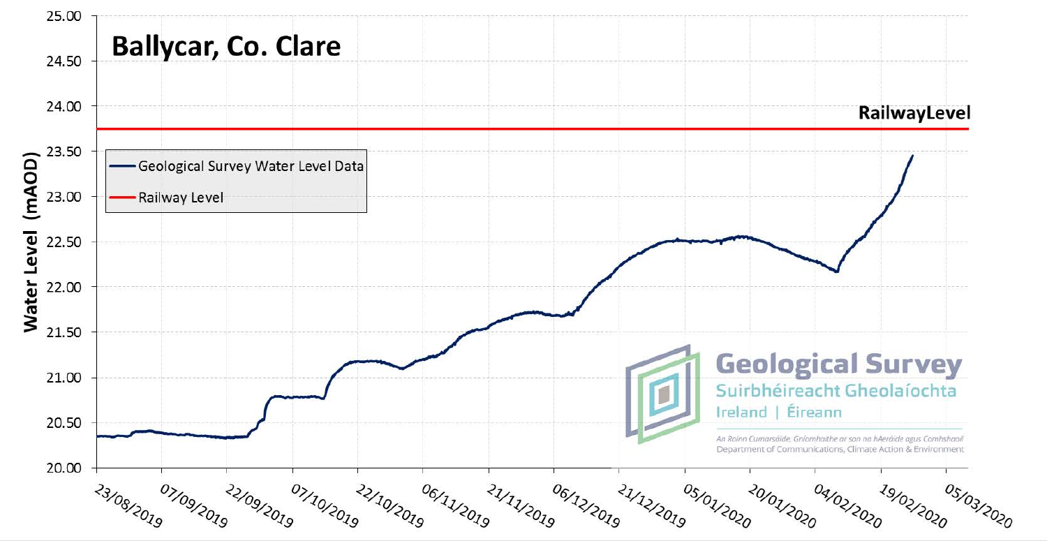# Ballycar, Co. Clare

Water Level (mAOD)

- Geological Survey Water Level Data
- Railway Level

RailwayLevel

Geological Survey
Suirbhéireacht Gheolaíochta
Ireland | Éireann

An Roinn Cumarsáide, Gníomhaithe ar son na hAeráide agus Comhshaoil
Department of Communications, Climate Action & Environment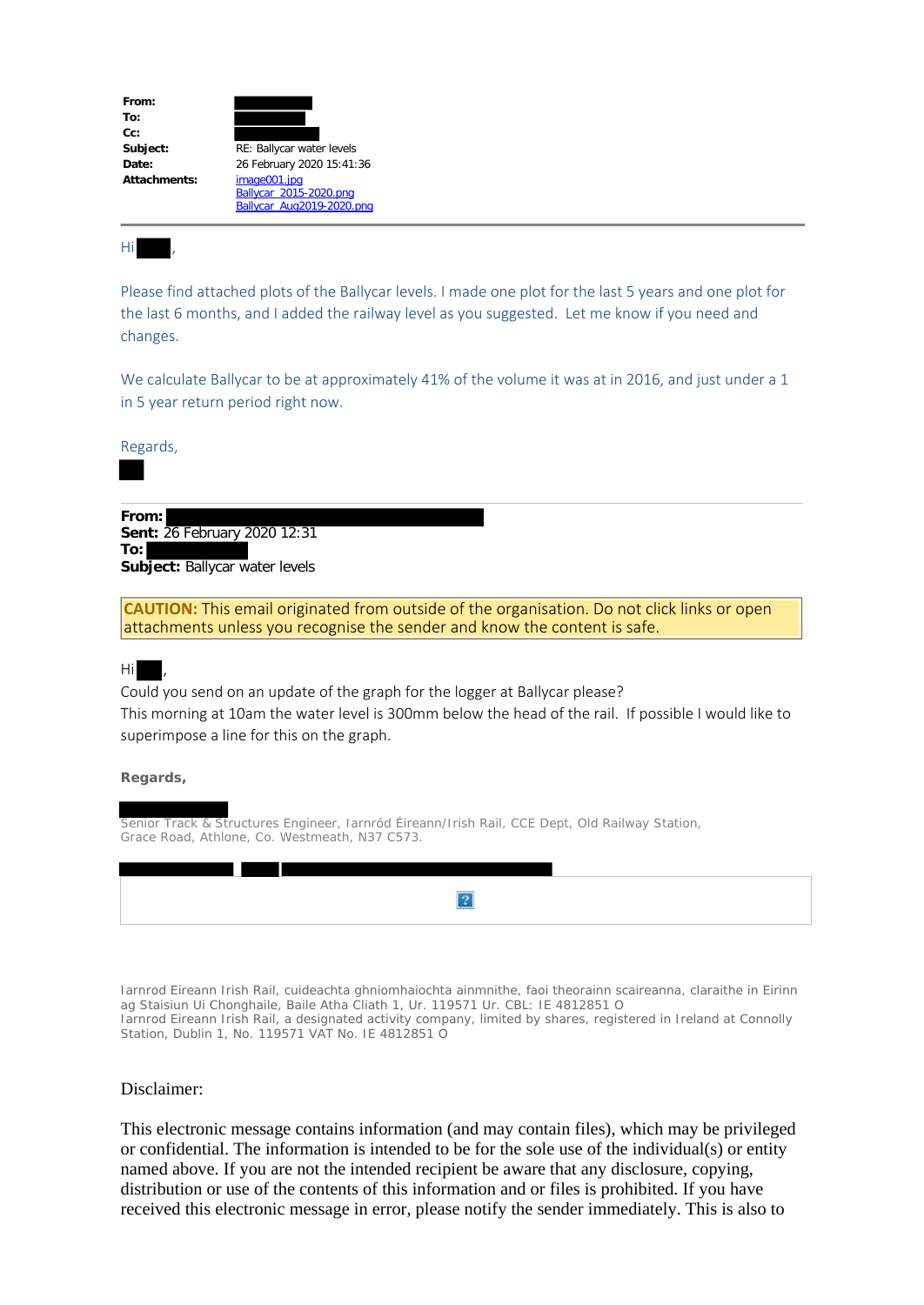**From:**
**To:**
**Cc:**
**Subject:** RE: Ballycar water levels
**Date:** 26 February 2020 15:41:36
**Attachments:** image001.jpg
Ballycar_2015-2020.png
Ballycar_Aug2019-2020.png

---

Hi ,

Please find attached plots of the Ballycar levels. I made one plot for the last 5 years and one plot for the last 6 months, and I added the railway level as you suggested. Let me know if you need and changes.

We calculate Ballycar to be at approximately 41% of the volume it was at in 2016, and just under a 1 in 5 year return period right now.

Regards,

---

**From:**
**Sent:** 26 February 2020 12:31
**To:**
**Subject:** Ballycar water levels

**CAUTION:** This email originated from outside of the organisation. Do not click links or open attachments unless you recognise the sender and know the content is safe.

Hi ,

Could you send on an update of the graph for the logger at Ballycar please?

This morning at 10am the water level is 300mm below the head of the rail. If possible I would like to superimpose a line for this on the graph.

**Regards,**

Senior Track & Structures Engineer, Iarnród Éireann/Irish Rail, CCE Dept, Old Railway Station, Grace Road, Athlone, Co. Westmeath, N37 C573.

Iarnrod Eireann Irish Rail, cuideachta ghniomhaiochta ainmnithe, faoi theorainn scaireanna, claraithe in Eirinn ag Staisiun Ui Chonghaile, Baile Atha Cliath 1, Ur. 119571 Ur. CBL: IE 4812851 O
Iarnrod Eireann Irish Rail, a designated activity company, limited by shares, registered in Ireland at Connolly Station, Dublin 1, No. 119571 VAT No. IE 4812851 O

Disclaimer:

This electronic message contains information (and may contain files), which may be privileged or confidential. The information is intended to be for the sole use of the individual(s) or entity named above. If you are not the intended recipient be aware that any disclosure, copying, distribution or use of the contents of this information and or files is prohibited. If you have received this electronic message in error, please notify the sender immediately. This is also to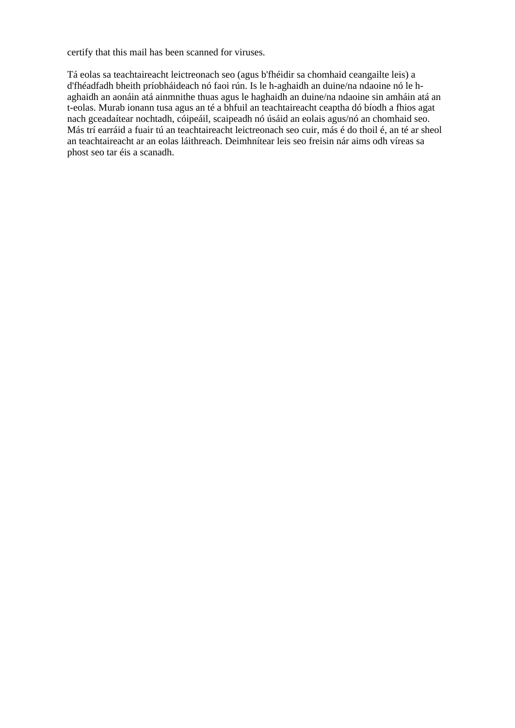certify that this mail has been scanned for viruses.

Tá eolas sa teachtaireacht leictreonach seo (agus b'fhéidir sa chomhaid ceangailte leis) a d'fhéadfadh bheith príobháideach nó faoi rún. Is le h-aghaidh an duine/na ndaoine nó le h-aghaidh an aonáin atá ainmnithe thuas agus le haghaidh an duine/na ndaoine sin amháin atá an t-eolas. Murab ionann tusa agus an té a bhfuil an teachtaireacht ceaptha dó bíodh a fhios agat nach gceadaítear nochtadh, cóipeáil, scaipeadh nó úsáid an eolais agus/nó an chomhaid seo. Más trí earráid a fuair tú an teachtaireacht leictreonach seo cuir, más é do thoil é, an té ar sheol an teachtaireacht ar an eolas láithreach. Deimhnítear leis seo freisin nár aims odh víreas sa phost seo tar éis a scanadh.